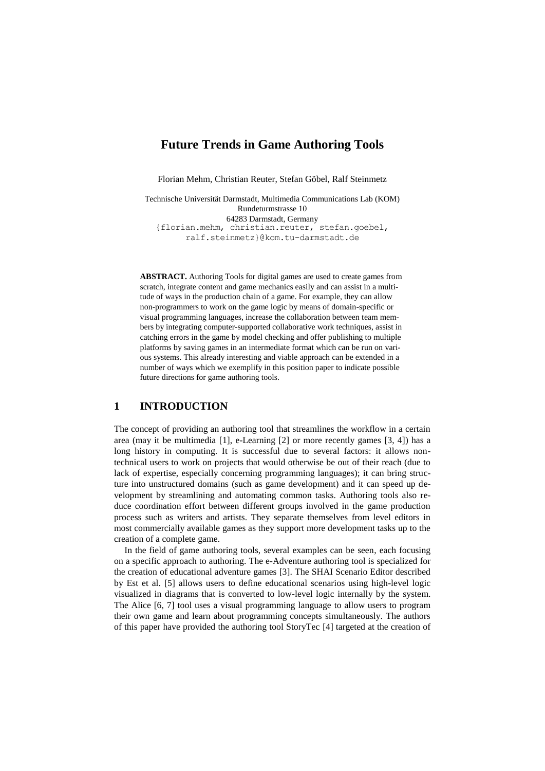# Future Trends in Game Authoring Tools

Florian Mehm, Christian Reuter, Stefan Göbel, Ralf Steinmetz

Technische Universität Darmstadt, Multimedia Communications Lab (KOM)
Rundeturmstrasse 10
64283 Darmstadt, Germany
{florian.mehm, christian.reuter, stefan.goebel, ralf.steinmetz}@kom.tu-darmstadt.de

**ABSTRACT.** Authoring Tools for digital games are used to create games from scratch, integrate content and game mechanics easily and can assist in a multitude of ways in the production chain of a game. For example, they can allow non-programmers to work on the game logic by means of domain-specific or visual programming languages, increase the collaboration between team members by integrating computer-supported collaborative work techniques, assist in catching errors in the game by model checking and offer publishing to multiple platforms by saving games in an intermediate format which can be run on various systems. This already interesting and viable approach can be extended in a number of ways which we exemplify in this position paper to indicate possible future directions for game authoring tools.

## 1 INTRODUCTION

The concept of providing an authoring tool that streamlines the workflow in a certain area (may it be multimedia [1], e-Learning [2] or more recently games [3, 4]) has a long history in computing. It is successful due to several factors: it allows non-technical users to work on projects that would otherwise be out of their reach (due to lack of expertise, especially concerning programming languages); it can bring structure into unstructured domains (such as game development) and it can speed up development by streamlining and automating common tasks. Authoring tools also reduce coordination effort between different groups involved in the game production process such as writers and artists. They separate themselves from level editors in most commercially available games as they support more development tasks up to the creation of a complete game.

In the field of game authoring tools, several examples can be seen, each focusing on a specific approach to authoring. The e-Adventure authoring tool is specialized for the creation of educational adventure games [3]. The SHAI Scenario Editor described by Est et al. [5] allows users to define educational scenarios using high-level logic visualized in diagrams that is converted to low-level logic internally by the system. The Alice [6, 7] tool uses a visual programming language to allow users to program their own game and learn about programming concepts simultaneously. The authors of this paper have provided the authoring tool StoryTec [4] targeted at the creation of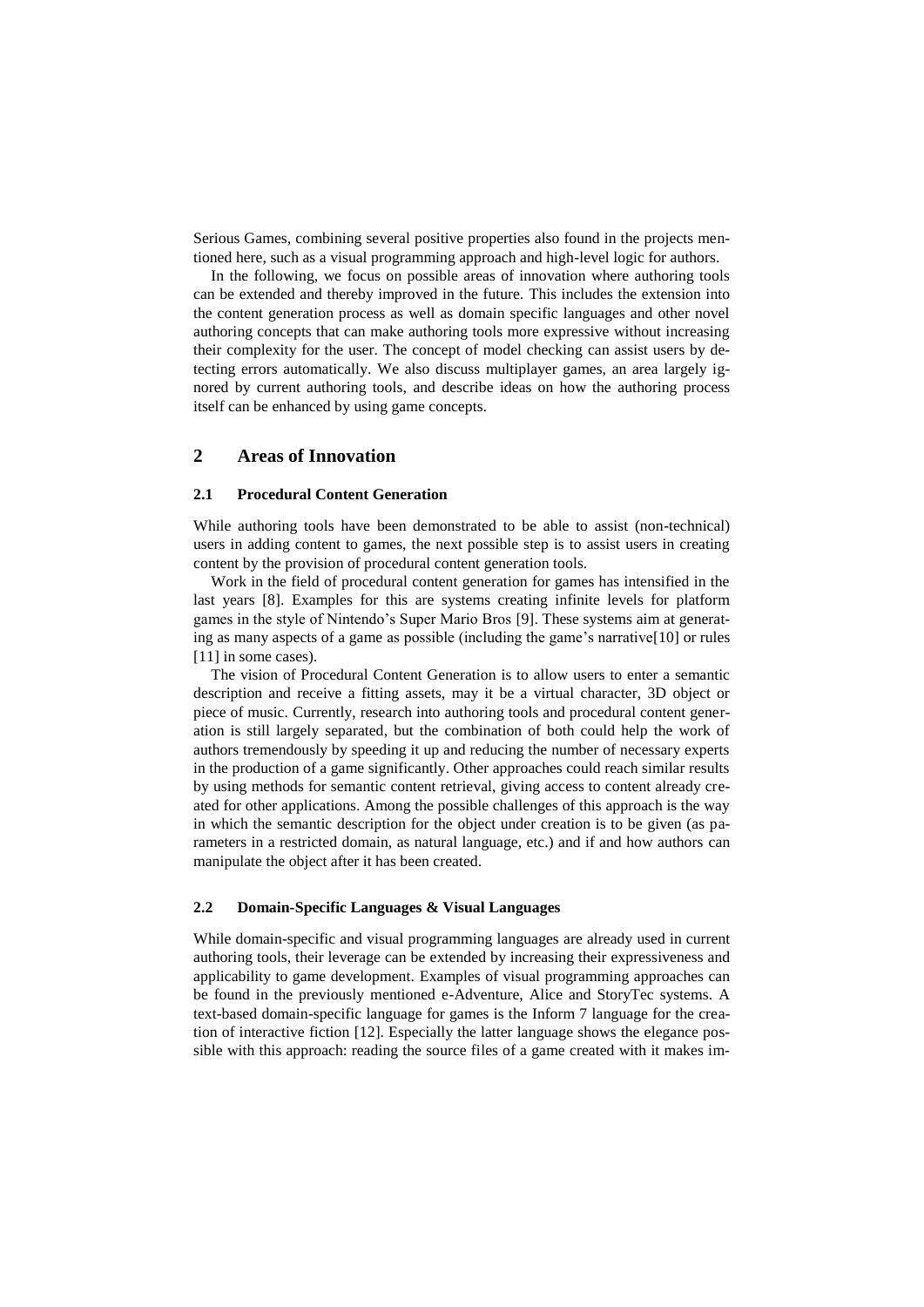Serious Games, combining several positive properties also found in the projects mentioned here, such as a visual programming approach and high-level logic for authors.

In the following, we focus on possible areas of innovation where authoring tools can be extended and thereby improved in the future. This includes the extension into the content generation process as well as domain specific languages and other novel authoring concepts that can make authoring tools more expressive without increasing their complexity for the user. The concept of model checking can assist users by detecting errors automatically. We also discuss multiplayer games, an area largely ignored by current authoring tools, and describe ideas on how the authoring process itself can be enhanced by using game concepts.

## 2 Areas of Innovation

### 2.1 Procedural Content Generation

While authoring tools have been demonstrated to be able to assist (non-technical) users in adding content to games, the next possible step is to assist users in creating content by the provision of procedural content generation tools.

Work in the field of procedural content generation for games has intensified in the last years [8]. Examples for this are systems creating infinite levels for platform games in the style of Nintendo's Super Mario Bros [9]. These systems aim at generating as many aspects of a game as possible (including the game's narrative[10] or rules [11] in some cases).

The vision of Procedural Content Generation is to allow users to enter a semantic description and receive a fitting assets, may it be a virtual character, 3D object or piece of music. Currently, research into authoring tools and procedural content generation is still largely separated, but the combination of both could help the work of authors tremendously by speeding it up and reducing the number of necessary experts in the production of a game significantly. Other approaches could reach similar results by using methods for semantic content retrieval, giving access to content already created for other applications. Among the possible challenges of this approach is the way in which the semantic description for the object under creation is to be given (as parameters in a restricted domain, as natural language, etc.) and if and how authors can manipulate the object after it has been created.

### 2.2 Domain-Specific Languages & Visual Languages

While domain-specific and visual programming languages are already used in current authoring tools, their leverage can be extended by increasing their expressiveness and applicability to game development. Examples of visual programming approaches can be found in the previously mentioned e-Adventure, Alice and StoryTec systems. A text-based domain-specific language for games is the Inform 7 language for the creation of interactive fiction [12]. Especially the latter language shows the elegance possible with this approach: reading the source files of a game created with it makes im-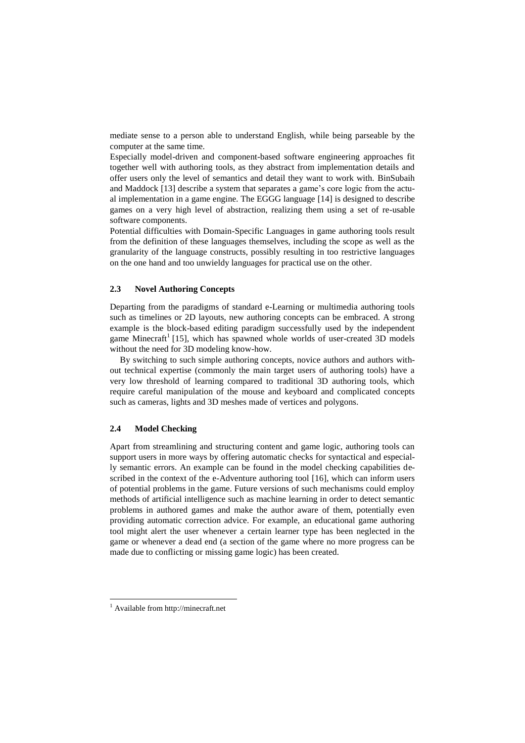mediate sense to a person able to understand English, while being parseable by the computer at the same time.

Especially model-driven and component-based software engineering approaches fit together well with authoring tools, as they abstract from implementation details and offer users only the level of semantics and detail they want to work with. BinSubaih and Maddock [13] describe a system that separates a game's core logic from the actual implementation in a game engine. The EGGG language [14] is designed to describe games on a very high level of abstraction, realizing them using a set of re-usable software components.

Potential difficulties with Domain-Specific Languages in game authoring tools result from the definition of these languages themselves, including the scope as well as the granularity of the language constructs, possibly resulting in too restrictive languages on the one hand and too unwieldy languages for practical use on the other.

### 2.3 Novel Authoring Concepts

Departing from the paradigms of standard e-Learning or multimedia authoring tools such as timelines or 2D layouts, new authoring concepts can be embraced. A strong example is the block-based editing paradigm successfully used by the independent game Minecraft[1] [15], which has spawned whole worlds of user-created 3D models without the need for 3D modeling know-how.

By switching to such simple authoring concepts, novice authors and authors without technical expertise (commonly the main target users of authoring tools) have a very low threshold of learning compared to traditional 3D authoring tools, which require careful manipulation of the mouse and keyboard and complicated concepts such as cameras, lights and 3D meshes made of vertices and polygons.

### 2.4 Model Checking

Apart from streamlining and structuring content and game logic, authoring tools can support users in more ways by offering automatic checks for syntactical and especially semantic errors. An example can be found in the model checking capabilities described in the context of the e-Adventure authoring tool [16], which can inform users of potential problems in the game. Future versions of such mechanisms could employ methods of artificial intelligence such as machine learning in order to detect semantic problems in authored games and make the author aware of them, potentially even providing automatic correction advice. For example, an educational game authoring tool might alert the user whenever a certain learner type has been neglected in the game or whenever a dead end (a section of the game where no more progress can be made due to conflicting or missing game logic) has been created.

---

[1] Available from http://minecraft.net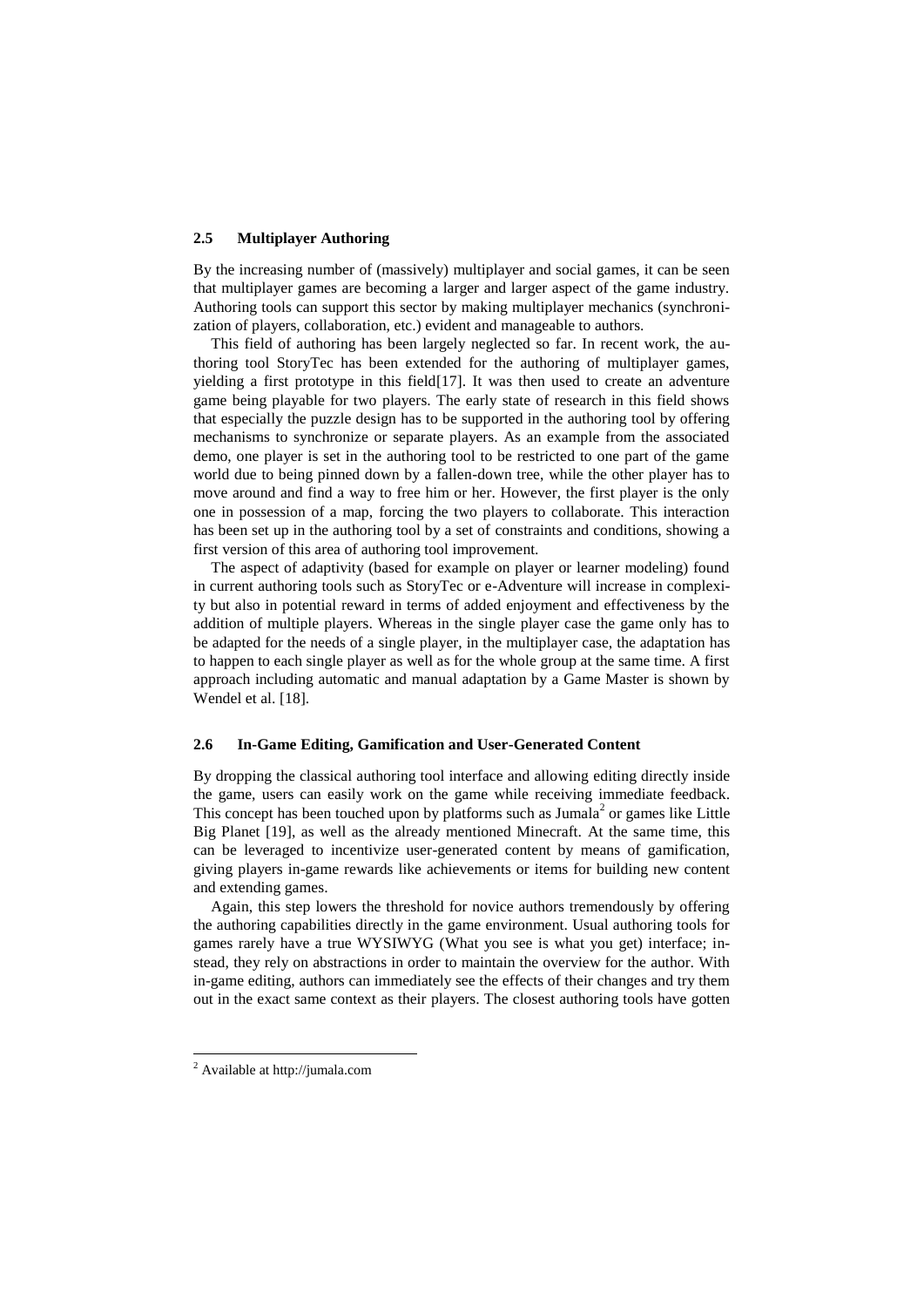### 2.5 Multiplayer Authoring

By the increasing number of (massively) multiplayer and social games, it can be seen that multiplayer games are becoming a larger and larger aspect of the game industry. Authoring tools can support this sector by making multiplayer mechanics (synchronization of players, collaboration, etc.) evident and manageable to authors.

This field of authoring has been largely neglected so far. In recent work, the authoring tool StoryTec has been extended for the authoring of multiplayer games, yielding a first prototype in this field[17]. It was then used to create an adventure game being playable for two players. The early state of research in this field shows that especially the puzzle design has to be supported in the authoring tool by offering mechanisms to synchronize or separate players. As an example from the associated demo, one player is set in the authoring tool to be restricted to one part of the game world due to being pinned down by a fallen-down tree, while the other player has to move around and find a way to free him or her. However, the first player is the only one in possession of a map, forcing the two players to collaborate. This interaction has been set up in the authoring tool by a set of constraints and conditions, showing a first version of this area of authoring tool improvement.

The aspect of adaptivity (based for example on player or learner modeling) found in current authoring tools such as StoryTec or e-Adventure will increase in complexity but also in potential reward in terms of added enjoyment and effectiveness by the addition of multiple players. Whereas in the single player case the game only has to be adapted for the needs of a single player, in the multiplayer case, the adaptation has to happen to each single player as well as for the whole group at the same time. A first approach including automatic and manual adaptation by a Game Master is shown by Wendel et al. [18].

### 2.6 In-Game Editing, Gamification and User-Generated Content

By dropping the classical authoring tool interface and allowing editing directly inside the game, users can easily work on the game while receiving immediate feedback. This concept has been touched upon by platforms such as Jumala[2] or games like Little Big Planet [19], as well as the already mentioned Minecraft. At the same time, this can be leveraged to incentivize user-generated content by means of gamification, giving players in-game rewards like achievements or items for building new content and extending games.

Again, this step lowers the threshold for novice authors tremendously by offering the authoring capabilities directly in the game environment. Usual authoring tools for games rarely have a true WYSIWYG (What you see is what you get) interface; instead, they rely on abstractions in order to maintain the overview for the author. With in-game editing, authors can immediately see the effects of their changes and try them out in the exact same context as their players. The closest authoring tools have gotten

[2] Available at http://jumala.com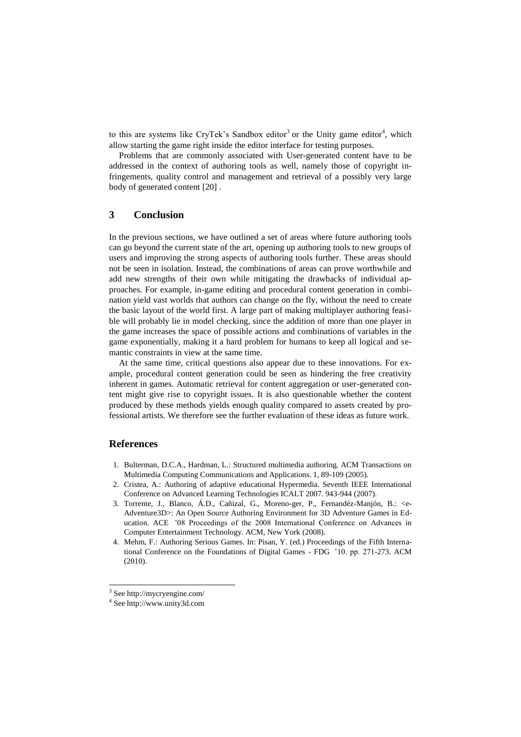to this are systems like CryTek's Sandbox editor[3] or the Unity game editor[4], which allow starting the game right inside the editor interface for testing purposes.

Problems that are commonly associated with User-generated content have to be addressed in the context of authoring tools as well, namely those of copyright infringements, quality control and management and retrieval of a possibly very large body of generated content [20] .

## 3 Conclusion

In the previous sections, we have outlined a set of areas where future authoring tools can go beyond the current state of the art, opening up authoring tools to new groups of users and improving the strong aspects of authoring tools further. These areas should not be seen in isolation. Instead, the combinations of areas can prove worthwhile and add new strengths of their own while mitigating the drawbacks of individual approaches. For example, in-game editing and procedural content generation in combination yield vast worlds that authors can change on the fly, without the need to create the basic layout of the world first. A large part of making multiplayer authoring feasible will probably lie in model checking, since the addition of more than one player in the game increases the space of possible actions and combinations of variables in the game exponentially, making it a hard problem for humans to keep all logical and semantic constraints in view at the same time.

At the same time, critical questions also appear due to these innovations. For example, procedural content generation could be seen as hindering the free creativity inherent in games. Automatic retrieval for content aggregation or user-generated content might give rise to copyright issues. It is also questionable whether the content produced by these methods yields enough quality compared to assets created by professional artists. We therefore see the further evaluation of these ideas as future work.

## References

1. Bulterman, D.C.A., Hardman, L.: Structured multimedia authoring. ACM Transactions on Multimedia Computing Communications and Applications. 1, 89-109 (2005).
2. Cristea, A.: Authoring of adaptive educational Hypermedia. Seventh IEEE International Conference on Advanced Learning Technologies ICALT 2007. 943-944 (2007).
3. Torrente, J., Blanco, Á.D., Cañizal, G., Moreno-ger, P., Fernandéz-Manjón, B.: <e-Adventure3D>: An Open Source Authoring Environment for 3D Adventure Games in Education. ACE '08 Proceedings of the 2008 International Conference on Advances in Computer Entertainment Technology. ACM, New York (2008).
4. Mehm, F.: Authoring Serious Games. In: Pisan, Y. (ed.) Proceedings of the Fifth International Conference on the Foundations of Digital Games - FDG '10. pp. 271-273. ACM (2010).

[3] See http://mycryengine.com/

[4] See http://www.unity3d.com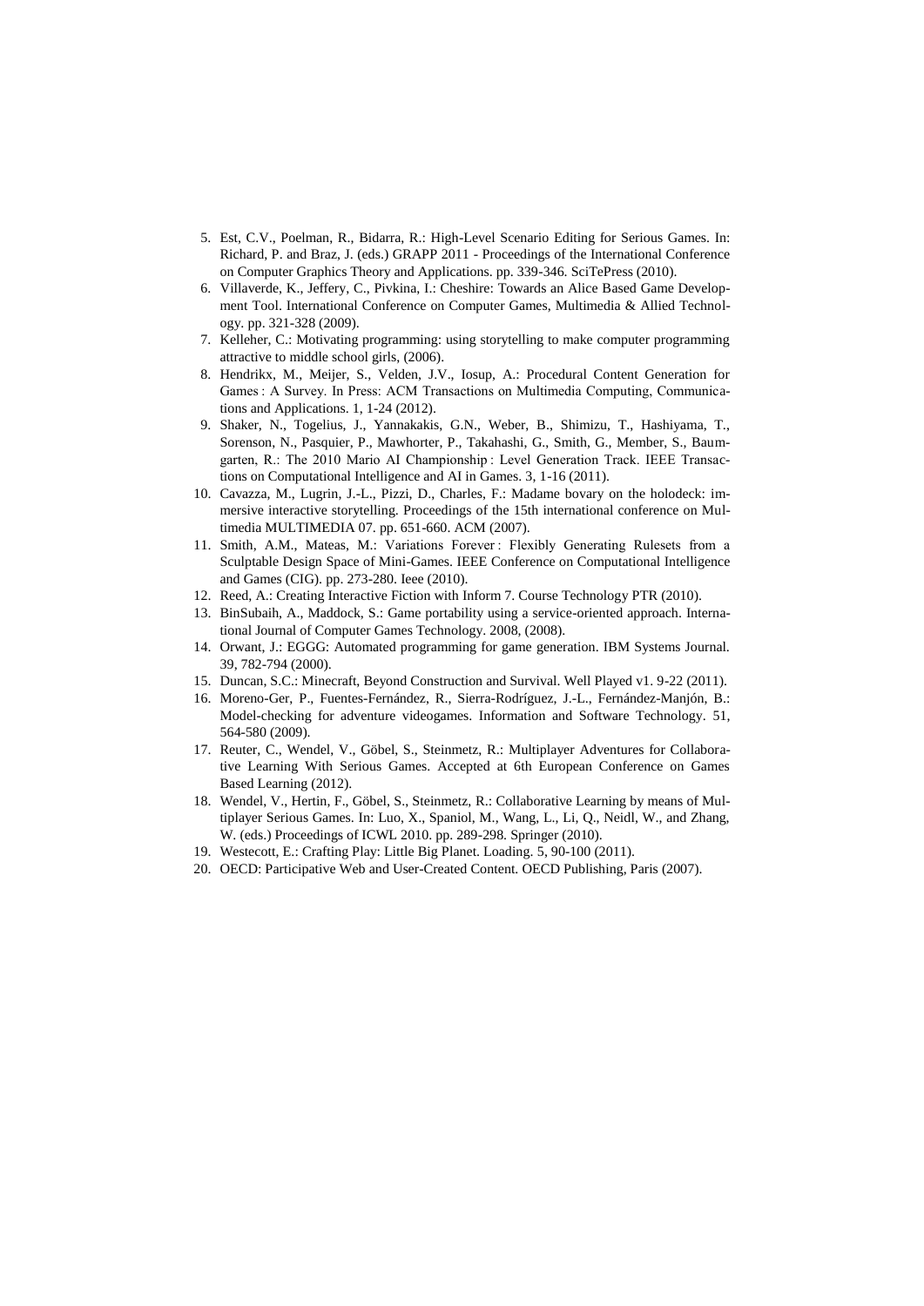5. Est, C.V., Poelman, R., Bidarra, R.: High-Level Scenario Editing for Serious Games. In: Richard, P. and Braz, J. (eds.) GRAPP 2011 - Proceedings of the International Conference on Computer Graphics Theory and Applications. pp. 339-346. SciTePress (2010).
6. Villaverde, K., Jeffery, C., Pivkina, I.: Cheshire: Towards an Alice Based Game Development Tool. International Conference on Computer Games, Multimedia & Allied Technology. pp. 321-328 (2009).
7. Kelleher, C.: Motivating programming: using storytelling to make computer programming attractive to middle school girls, (2006).
8. Hendrikx, M., Meijer, S., Velden, J.V., Iosup, A.: Procedural Content Generation for Games : A Survey. In Press: ACM Transactions on Multimedia Computing, Communications and Applications. 1, 1-24 (2012).
9. Shaker, N., Togelius, J., Yannakakis, G.N., Weber, B., Shimizu, T., Hashiyama, T., Sorenson, N., Pasquier, P., Mawhorter, P., Takahashi, G., Smith, G., Member, S., Baumgarten, R.: The 2010 Mario AI Championship : Level Generation Track. IEEE Transactions on Computational Intelligence and AI in Games. 3, 1-16 (2011).
10. Cavazza, M., Lugrin, J.-L., Pizzi, D., Charles, F.: Madame bovary on the holodeck: immersive interactive storytelling. Proceedings of the 15th international conference on Multimedia MULTIMEDIA 07. pp. 651-660. ACM (2007).
11. Smith, A.M., Mateas, M.: Variations Forever : Flexibly Generating Rulesets from a Sculptable Design Space of Mini-Games. IEEE Conference on Computational Intelligence and Games (CIG). pp. 273-280. Ieee (2010).
12. Reed, A.: Creating Interactive Fiction with Inform 7. Course Technology PTR (2010).
13. BinSubaih, A., Maddock, S.: Game portability using a service-oriented approach. International Journal of Computer Games Technology. 2008, (2008).
14. Orwant, J.: EGGG: Automated programming for game generation. IBM Systems Journal. 39, 782-794 (2000).
15. Duncan, S.C.: Minecraft, Beyond Construction and Survival. Well Played v1. 9-22 (2011).
16. Moreno-Ger, P., Fuentes-Fernández, R., Sierra-Rodríguez, J.-L., Fernández-Manjón, B.: Model-checking for adventure videogames. Information and Software Technology. 51, 564-580 (2009).
17. Reuter, C., Wendel, V., Göbel, S., Steinmetz, R.: Multiplayer Adventures for Collaborative Learning With Serious Games. Accepted at 6th European Conference on Games Based Learning (2012).
18. Wendel, V., Hertin, F., Göbel, S., Steinmetz, R.: Collaborative Learning by means of Multiplayer Serious Games. In: Luo, X., Spaniol, M., Wang, L., Li, Q., Neidl, W., and Zhang, W. (eds.) Proceedings of ICWL 2010. pp. 289-298. Springer (2010).
19. Westecott, E.: Crafting Play: Little Big Planet. Loading. 5, 90-100 (2011).
20. OECD: Participative Web and User-Created Content. OECD Publishing, Paris (2007).